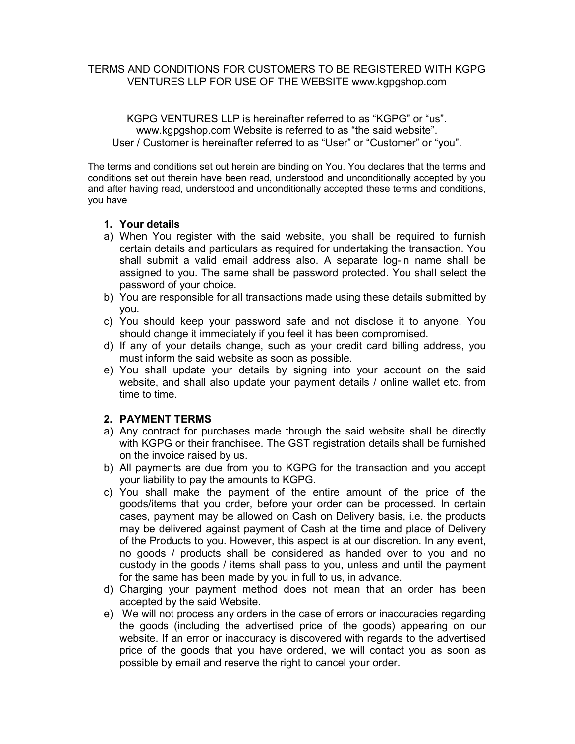# TERMS AND CONDITIONS FOR CUSTOMERS TO BE REGISTERED WITH KGPG VENTURES LLP FOR USE OF THE WEBSITE www.kgpgshop.com

KGPG VENTURES LLP is hereinafter referred to as "KGPG" or "us".
www.kgpgshop.com Website is referred to as "the said website".
User / Customer is hereinafter referred to as "User" or "Customer" or "you".

The terms and conditions set out herein are binding on You. You declares that the terms and conditions set out therein have been read, understood and unconditionally accepted by you and after having read, understood and unconditionally accepted these terms and conditions, you have

## 1. Your details

a) When You register with the said website, you shall be required to furnish certain details and particulars as required for undertaking the transaction. You shall submit a valid email address also. A separate log-in name shall be assigned to you. The same shall be password protected. You shall select the password of your choice.

b) You are responsible for all transactions made using these details submitted by you.

c) You should keep your password safe and not disclose it to anyone. You should change it immediately if you feel it has been compromised.

d) If any of your details change, such as your credit card billing address, you must inform the said website as soon as possible.

e) You shall update your details by signing into your account on the said website, and shall also update your payment details / online wallet etc. from time to time.

## 2. PAYMENT TERMS

a) Any contract for purchases made through the said website shall be directly with KGPG or their franchisee. The GST registration details shall be furnished on the invoice raised by us.

b) All payments are due from you to KGPG for the transaction and you accept your liability to pay the amounts to KGPG.

c) You shall make the payment of the entire amount of the price of the goods/items that you order, before your order can be processed. In certain cases, payment may be allowed on Cash on Delivery basis, i.e. the products may be delivered against payment of Cash at the time and place of Delivery of the Products to you. However, this aspect is at our discretion. In any event, no goods / products shall be considered as handed over to you and no custody in the goods / items shall pass to you, unless and until the payment for the same has been made by you in full to us, in advance.

d) Charging your payment method does not mean that an order has been accepted by the said Website.

e) We will not process any orders in the case of errors or inaccuracies regarding the goods (including the advertised price of the goods) appearing on our website. If an error or inaccuracy is discovered with regards to the advertised price of the goods that you have ordered, we will contact you as soon as possible by email and reserve the right to cancel your order.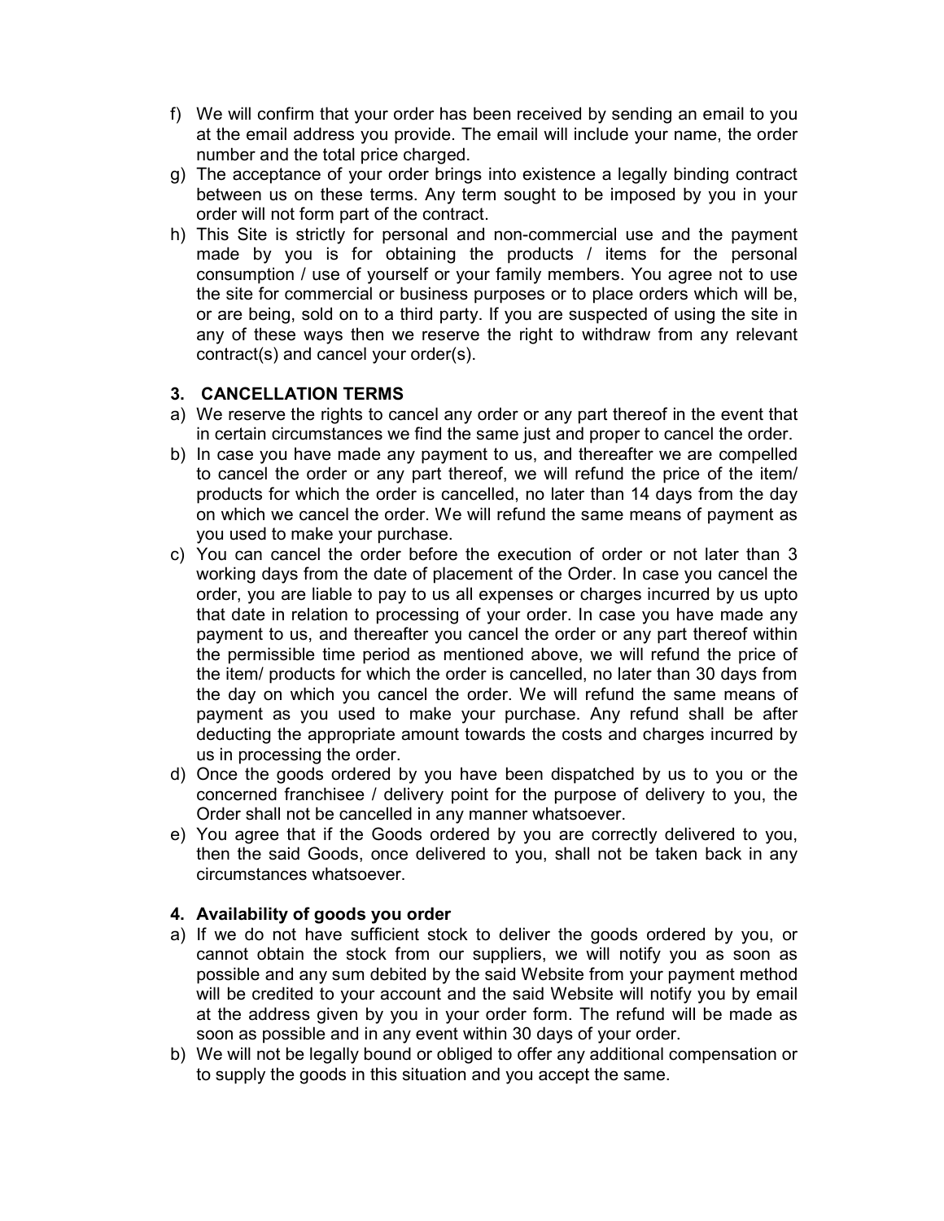f) We will confirm that your order has been received by sending an email to you at the email address you provide. The email will include your name, the order number and the total price charged.
g) The acceptance of your order brings into existence a legally binding contract between us on these terms. Any term sought to be imposed by you in your order will not form part of the contract.
h) This Site is strictly for personal and non-commercial use and the payment made by you is for obtaining the products / items for the personal consumption / use of yourself or your family members. You agree not to use the site for commercial or business purposes or to place orders which will be, or are being, sold on to a third party. If you are suspected of using the site in any of these ways then we reserve the right to withdraw from any relevant contract(s) and cancel your order(s).

## 3. CANCELLATION TERMS

a) We reserve the rights to cancel any order or any part thereof in the event that in certain circumstances we find the same just and proper to cancel the order.
b) In case you have made any payment to us, and thereafter we are compelled to cancel the order or any part thereof, we will refund the price of the item/ products for which the order is cancelled, no later than 14 days from the day on which we cancel the order. We will refund the same means of payment as you used to make your purchase.
c) You can cancel the order before the execution of order or not later than 3 working days from the date of placement of the Order. In case you cancel the order, you are liable to pay to us all expenses or charges incurred by us upto that date in relation to processing of your order. In case you have made any payment to us, and thereafter you cancel the order or any part thereof within the permissible time period as mentioned above, we will refund the price of the item/ products for which the order is cancelled, no later than 30 days from the day on which you cancel the order. We will refund the same means of payment as you used to make your purchase. Any refund shall be after deducting the appropriate amount towards the costs and charges incurred by us in processing the order.
d) Once the goods ordered by you have been dispatched by us to you or the concerned franchisee / delivery point for the purpose of delivery to you, the Order shall not be cancelled in any manner whatsoever.
e) You agree that if the Goods ordered by you are correctly delivered to you, then the said Goods, once delivered to you, shall not be taken back in any circumstances whatsoever.

## 4. Availability of goods you order

a) If we do not have sufficient stock to deliver the goods ordered by you, or cannot obtain the stock from our suppliers, we will notify you as soon as possible and any sum debited by the said Website from your payment method will be credited to your account and the said Website will notify you by email at the address given by you in your order form. The refund will be made as soon as possible and in any event within 30 days of your order.
b) We will not be legally bound or obliged to offer any additional compensation or to supply the goods in this situation and you accept the same.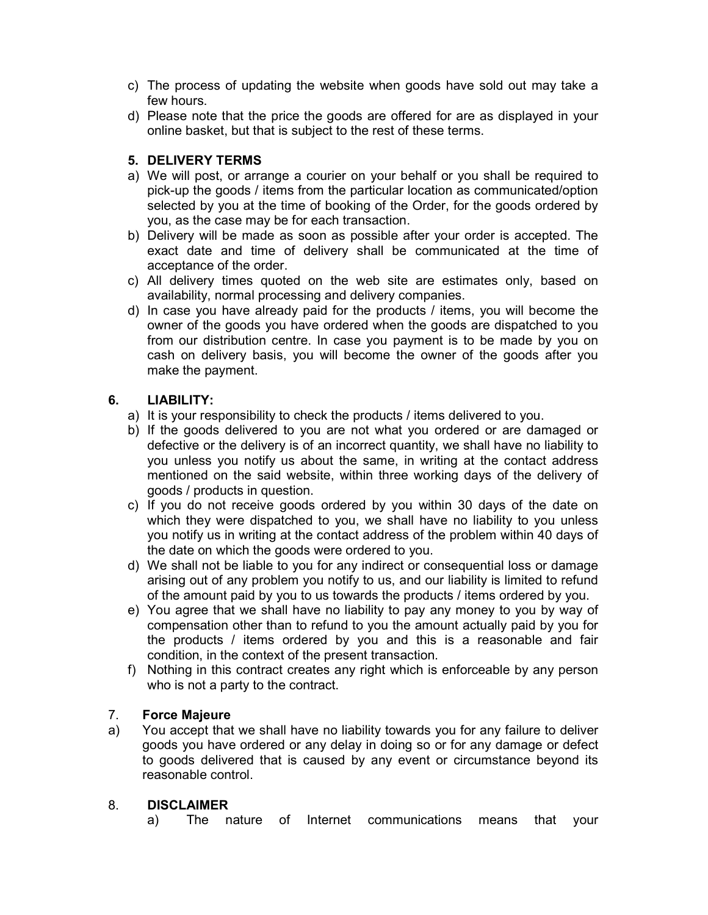c) The process of updating the website when goods have sold out may take a few hours.

d) Please note that the price the goods are offered for are as displayed in your online basket, but that is subject to the rest of these terms.

## 5. DELIVERY TERMS

a) We will post, or arrange a courier on your behalf or you shall be required to pick-up the goods / items from the particular location as communicated/option selected by you at the time of booking of the Order, for the goods ordered by you, as the case may be for each transaction.

b) Delivery will be made as soon as possible after your order is accepted. The exact date and time of delivery shall be communicated at the time of acceptance of the order.

c) All delivery times quoted on the web site are estimates only, based on availability, normal processing and delivery companies.

d) In case you have already paid for the products / items, you will become the owner of the goods you have ordered when the goods are dispatched to you from our distribution centre. In case you payment is to be made by you on cash on delivery basis, you will become the owner of the goods after you make the payment.

## 6. LIABILITY:

a) It is your responsibility to check the products / items delivered to you.

b) If the goods delivered to you are not what you ordered or are damaged or defective or the delivery is of an incorrect quantity, we shall have no liability to you unless you notify us about the same, in writing at the contact address mentioned on the said website, within three working days of the delivery of goods / products in question.

c) If you do not receive goods ordered by you within 30 days of the date on which they were dispatched to you, we shall have no liability to you unless you notify us in writing at the contact address of the problem within 40 days of the date on which the goods were ordered to you.

d) We shall not be liable to you for any indirect or consequential loss or damage arising out of any problem you notify to us, and our liability is limited to refund of the amount paid by you to us towards the products / items ordered by you.

e) You agree that we shall have no liability to pay any money to you by way of compensation other than to refund to you the amount actually paid by you for the products / items ordered by you and this is a reasonable and fair condition, in the context of the present transaction.

f) Nothing in this contract creates any right which is enforceable by any person who is not a party to the contract.

## 7. Force Majeure

a) You accept that we shall have no liability towards you for any failure to deliver goods you have ordered or any delay in doing so or for any damage or defect to goods delivered that is caused by any event or circumstance beyond its reasonable control.

## 8. DISCLAIMER

a) The nature of Internet communications means that your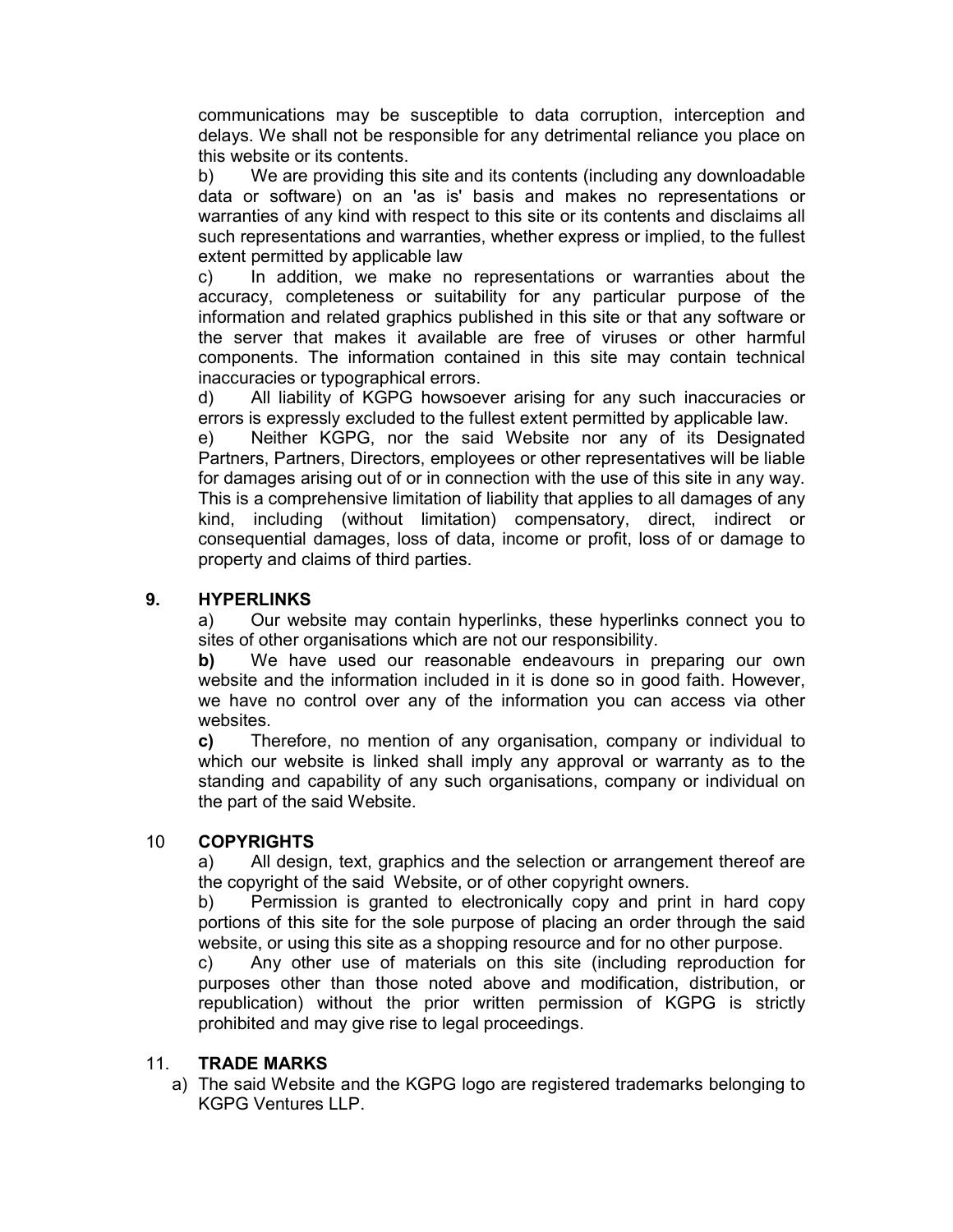communications may be susceptible to data corruption, interception and delays. We shall not be responsible for any detrimental reliance you place on this website or its contents.

b) We are providing this site and its contents (including any downloadable data or software) on an 'as is' basis and makes no representations or warranties of any kind with respect to this site or its contents and disclaims all such representations and warranties, whether express or implied, to the fullest extent permitted by applicable law

c) In addition, we make no representations or warranties about the accuracy, completeness or suitability for any particular purpose of the information and related graphics published in this site or that any software or the server that makes it available are free of viruses or other harmful components. The information contained in this site may contain technical inaccuracies or typographical errors.

d) All liability of KGPG howsoever arising for any such inaccuracies or errors is expressly excluded to the fullest extent permitted by applicable law.

e) Neither KGPG, nor the said Website nor any of its Designated Partners, Partners, Directors, employees or other representatives will be liable for damages arising out of or in connection with the use of this site in any way. This is a comprehensive limitation of liability that applies to all damages of any kind, including (without limitation) compensatory, direct, indirect or consequential damages, loss of data, income or profit, loss of or damage to property and claims of third parties.

## 9. HYPERLINKS

a) Our website may contain hyperlinks, these hyperlinks connect you to sites of other organisations which are not our responsibility.

**b)** We have used our reasonable endeavours in preparing our own website and the information included in it is done so in good faith. However, we have no control over any of the information you can access via other websites.

**c)** Therefore, no mention of any organisation, company or individual to which our website is linked shall imply any approval or warranty as to the standing and capability of any such organisations, company or individual on the part of the said Website.

## 10 COPYRIGHTS

a) All design, text, graphics and the selection or arrangement thereof are the copyright of the said Website, or of other copyright owners.

b) Permission is granted to electronically copy and print in hard copy portions of this site for the sole purpose of placing an order through the said website, or using this site as a shopping resource and for no other purpose.

c) Any other use of materials on this site (including reproduction for purposes other than those noted above and modification, distribution, or republication) without the prior written permission of KGPG is strictly prohibited and may give rise to legal proceedings.

## 11. TRADE MARKS

a) The said Website and the KGPG logo are registered trademarks belonging to KGPG Ventures LLP.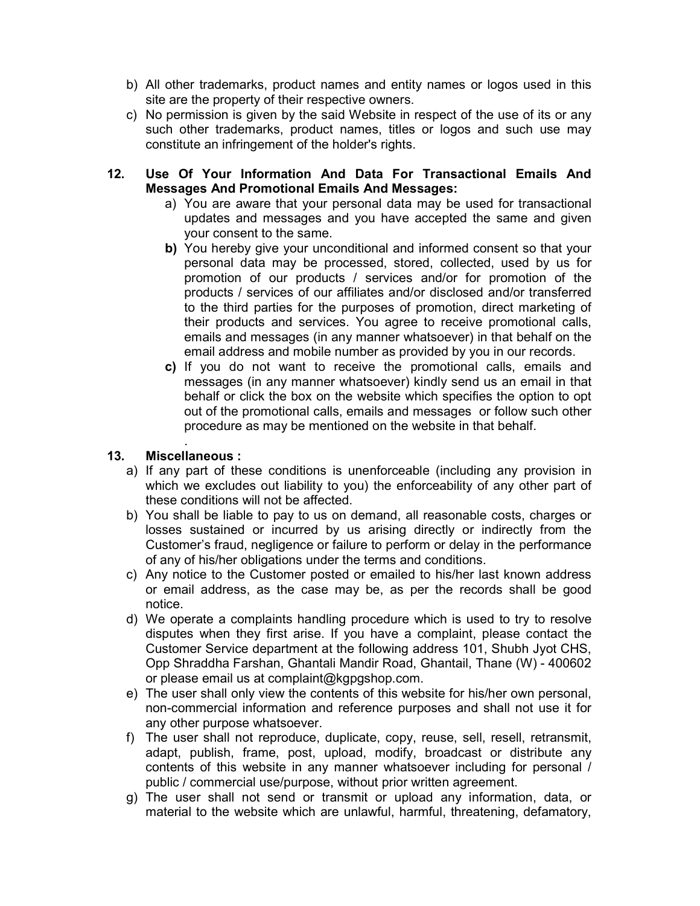b) All other trademarks, product names and entity names or logos used in this site are the property of their respective owners.

c) No permission is given by the said Website in respect of the use of its or any such other trademarks, product names, titles or logos and such use may constitute an infringement of the holder's rights.

## 12. Use Of Your Information And Data For Transactional Emails And Messages And Promotional Emails And Messages:

a) You are aware that your personal data may be used for transactional updates and messages and you have accepted the same and given your consent to the same.

**b)** You hereby give your unconditional and informed consent so that your personal data may be processed, stored, collected, used by us for promotion of our products / services and/or for promotion of the products / services of our affiliates and/or disclosed and/or transferred to the third parties for the purposes of promotion, direct marketing of their products and services. You agree to receive promotional calls, emails and messages (in any manner whatsoever) in that behalf on the email address and mobile number as provided by you in our records.

**c)** If you do not want to receive the promotional calls, emails and messages (in any manner whatsoever) kindly send us an email in that behalf or click the box on the website which specifies the option to opt out of the promotional calls, emails and messages or follow such other procedure as may be mentioned on the website in that behalf.

.

## 13. Miscellaneous :

a) If any part of these conditions is unenforceable (including any provision in which we excludes out liability to you) the enforceability of any other part of these conditions will not be affected.

b) You shall be liable to pay to us on demand, all reasonable costs, charges or losses sustained or incurred by us arising directly or indirectly from the Customer's fraud, negligence or failure to perform or delay in the performance of any of his/her obligations under the terms and conditions.

c) Any notice to the Customer posted or emailed to his/her last known address or email address, as the case may be, as per the records shall be good notice.

d) We operate a complaints handling procedure which is used to try to resolve disputes when they first arise. If you have a complaint, please contact the Customer Service department at the following address 101, Shubh Jyot CHS, Opp Shraddha Farshan, Ghantali Mandir Road, Ghantail, Thane (W) - 400602 or please email us at complaint@kgpgshop.com.

e) The user shall only view the contents of this website for his/her own personal, non-commercial information and reference purposes and shall not use it for any other purpose whatsoever.

f) The user shall not reproduce, duplicate, copy, reuse, sell, resell, retransmit, adapt, publish, frame, post, upload, modify, broadcast or distribute any contents of this website in any manner whatsoever including for personal / public / commercial use/purpose, without prior written agreement.

g) The user shall not send or transmit or upload any information, data, or material to the website which are unlawful, harmful, threatening, defamatory,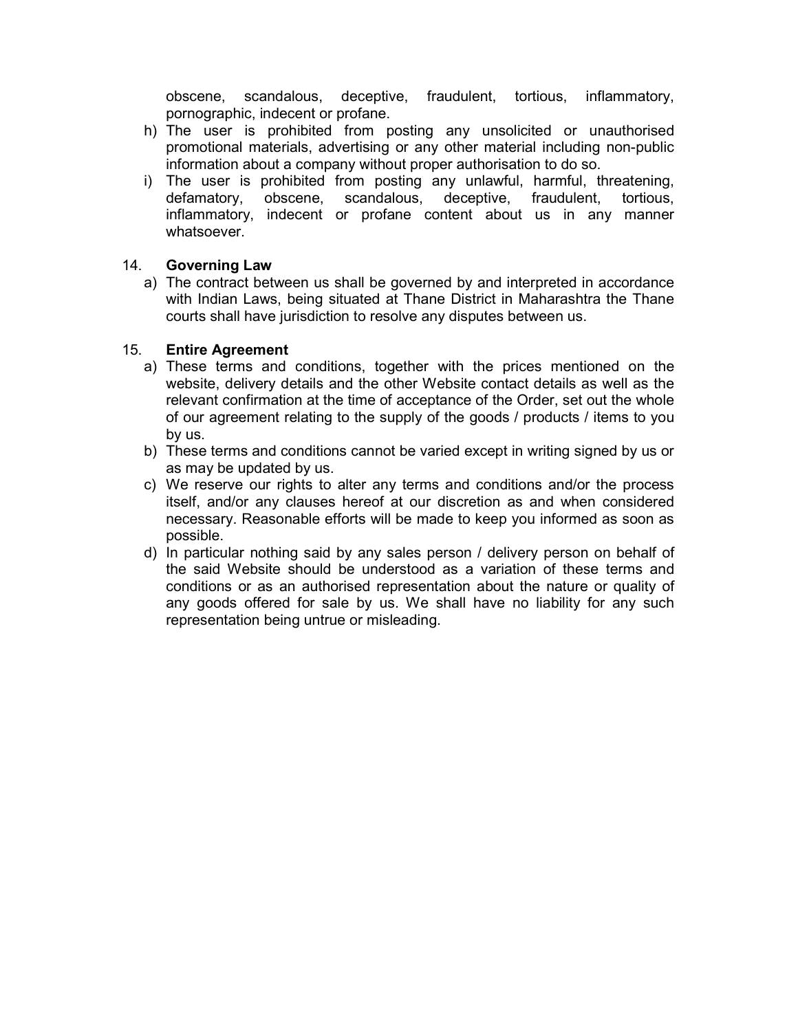obscene, scandalous, deceptive, fraudulent, tortious, inflammatory, pornographic, indecent or profane.

h) The user is prohibited from posting any unsolicited or unauthorised promotional materials, advertising or any other material including non-public information about a company without proper authorisation to do so.

i) The user is prohibited from posting any unlawful, harmful, threatening, defamatory, obscene, scandalous, deceptive, fraudulent, tortious, inflammatory, indecent or profane content about us in any manner whatsoever.

14. **Governing Law**

a) The contract between us shall be governed by and interpreted in accordance with Indian Laws, being situated at Thane District in Maharashtra the Thane courts shall have jurisdiction to resolve any disputes between us.

15. **Entire Agreement**

a) These terms and conditions, together with the prices mentioned on the website, delivery details and the other Website contact details as well as the relevant confirmation at the time of acceptance of the Order, set out the whole of our agreement relating to the supply of the goods / products / items to you by us.

b) These terms and conditions cannot be varied except in writing signed by us or as may be updated by us.

c) We reserve our rights to alter any terms and conditions and/or the process itself, and/or any clauses hereof at our discretion as and when considered necessary. Reasonable efforts will be made to keep you informed as soon as possible.

d) In particular nothing said by any sales person / delivery person on behalf of the said Website should be understood as a variation of these terms and conditions or as an authorised representation about the nature or quality of any goods offered for sale by us. We shall have no liability for any such representation being untrue or misleading.